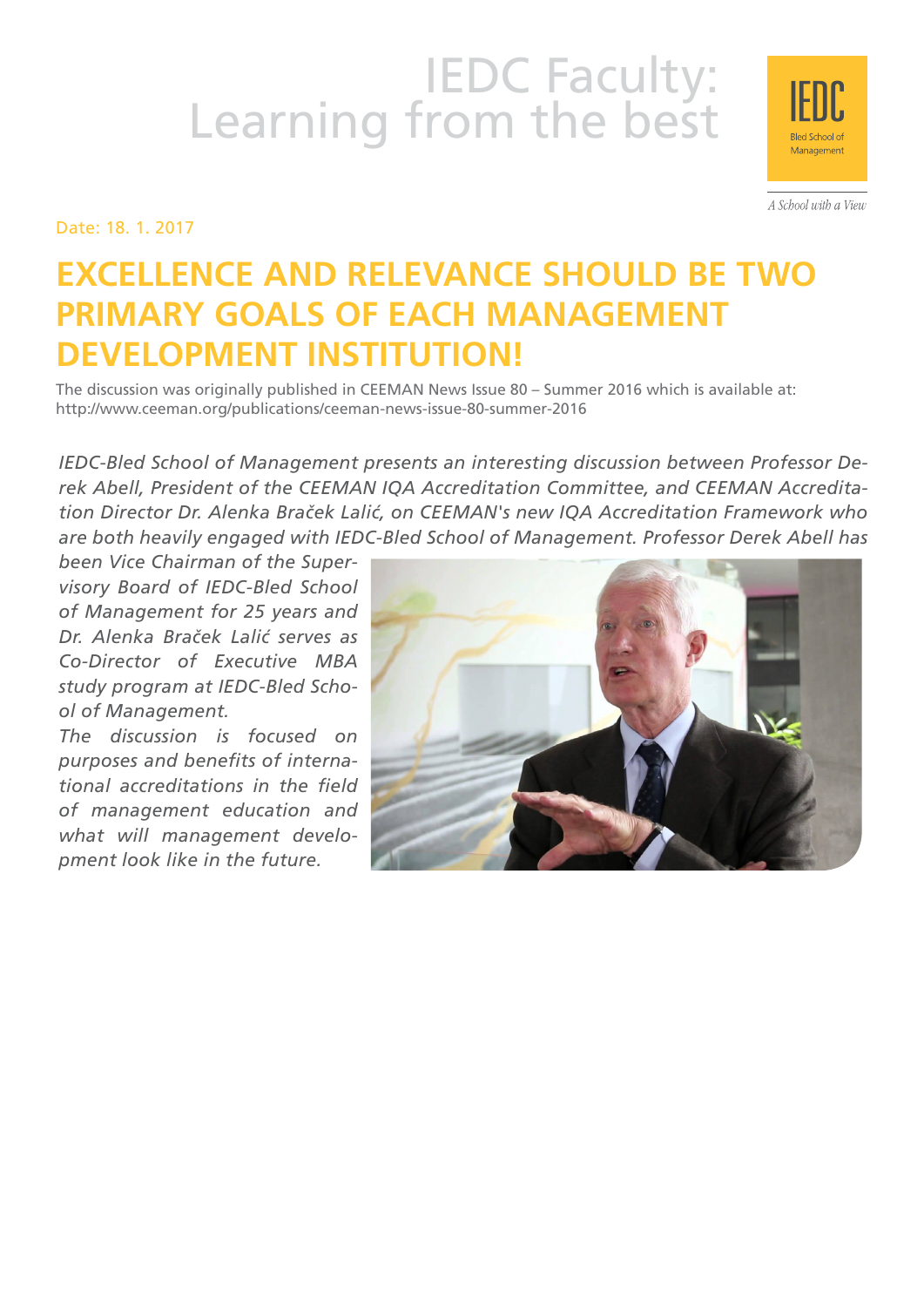# IEDC Faculty: Learning from the best

IEDC Bled School of Management

*A School with a View*

Date: 18. 1. 2017

## EXCELLENCE AND RELEVANCE SHOULD BE TWO PRIMARY GOALS OF EACH MANAGEMENT DEVELOPMENT INSTITUTION!

The discussion was originally published in CEEMAN News Issue 80 – Summer 2016 which is available at: http://www.ceeman.org/publications/ceeman-news-issue-80-summer-2016

*IEDC-Bled School of Management presents an interesting discussion between Professor Derek Abell, President of the CEEMAN IQA Accreditation Committee, and CEEMAN Accreditation Director Dr. Alenka Braček Lalić, on CEEMAN's new IQA Accreditation Framework who are both heavily engaged with IEDC-Bled School of Management. Professor Derek Abell has been Vice Chairman of the Supervisory Board of IEDC-Bled School of Management for 25 years and Dr. Alenka Braček Lalić serves as Co-Director of Executive MBA study program at IEDC-Bled School of Management.*

*The discussion is focused on purposes and benefits of international accreditations in the field of management education and what will management development look like in the future.*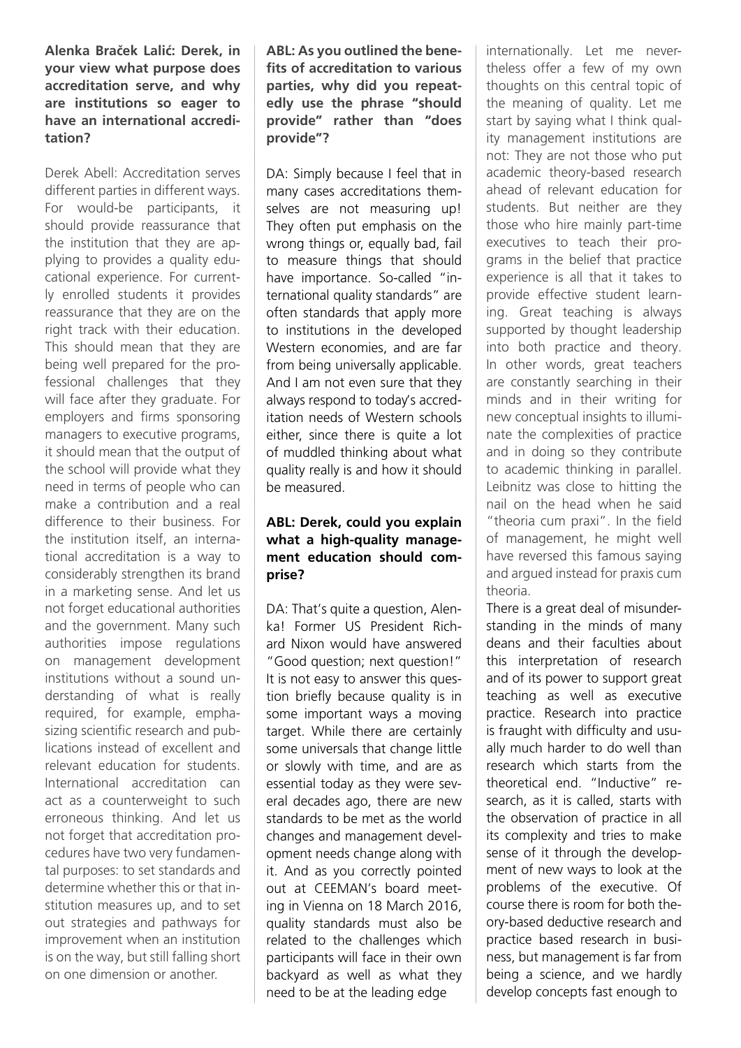**Alenka Braček Lalić: Derek, in your view what purpose does accreditation serve, and why are institutions so eager to have an international accreditation?**

Derek Abell: Accreditation serves different parties in different ways. For would-be participants, it should provide reassurance that the institution that they are applying to provides a quality educational experience. For currently enrolled students it provides reassurance that they are on the right track with their education. This should mean that they are being well prepared for the professional challenges that they will face after they graduate. For employers and firms sponsoring managers to executive programs, it should mean that the output of the school will provide what they need in terms of people who can make a contribution and a real difference to their business. For the institution itself, an international accreditation is a way to considerably strengthen its brand in a marketing sense. And let us not forget educational authorities and the government. Many such authorities impose regulations on management development institutions without a sound understanding of what is really required, for example, emphasizing scientific research and publications instead of excellent and relevant education for students. International accreditation can act as a counterweight to such erroneous thinking. And let us not forget that accreditation procedures have two very fundamental purposes: to set standards and determine whether this or that institution measures up, and to set out strategies and pathways for improvement when an institution is on the way, but still falling short on one dimension or another.

**ABL: As you outlined the benefits of accreditation to various parties, why did you repeatedly use the phrase "should provide" rather than "does provide"?**

DA: Simply because I feel that in many cases accreditations themselves are not measuring up! They often put emphasis on the wrong things or, equally bad, fail to measure things that should have importance. So-called "international quality standards" are often standards that apply more to institutions in the developed Western economies, and are far from being universally applicable. And I am not even sure that they always respond to today's accreditation needs of Western schools either, since there is quite a lot of muddled thinking about what quality really is and how it should be measured.

**ABL: Derek, could you explain what a high-quality management education should comprise?**

DA: That's quite a question, Alenka! Former US President Richard Nixon would have answered "Good question; next question!" It is not easy to answer this question briefly because quality is in some important ways a moving target. While there are certainly some universals that change little or slowly with time, and are as essential today as they were several decades ago, there are new standards to be met as the world changes and management development needs change along with it. And as you correctly pointed out at CEEMAN's board meeting in Vienna on 18 March 2016, quality standards must also be related to the challenges which participants will face in their own backyard as well as what they need to be at the leading edge internationally. Let me nevertheless offer a few of my own thoughts on this central topic of the meaning of quality. Let me start by saying what I think quality management institutions are not: They are not those who put academic theory-based research ahead of relevant education for students. But neither are they those who hire mainly part-time executives to teach their programs in the belief that practice experience is all that it takes to provide effective student learning. Great teaching is always supported by thought leadership into both practice and theory. In other words, great teachers are constantly searching in their minds and in their writing for new conceptual insights to illuminate the complexities of practice and in doing so they contribute to academic thinking in parallel. Leibnitz was close to hitting the nail on the head when he said "theoria cum praxi". In the field of management, he might well have reversed this famous saying and argued instead for praxis cum theoria.

There is a great deal of misunderstanding in the minds of many deans and their faculties about this interpretation of research and of its power to support great teaching as well as executive practice. Research into practice is fraught with difficulty and usually much harder to do well than research which starts from the theoretical end. "Inductive" research, as it is called, starts with the observation of practice in all its complexity and tries to make sense of it through the development of new ways to look at the problems of the executive. Of course there is room for both theory-based deductive research and practice based research in business, but management is far from being a science, and we hardly develop concepts fast enough to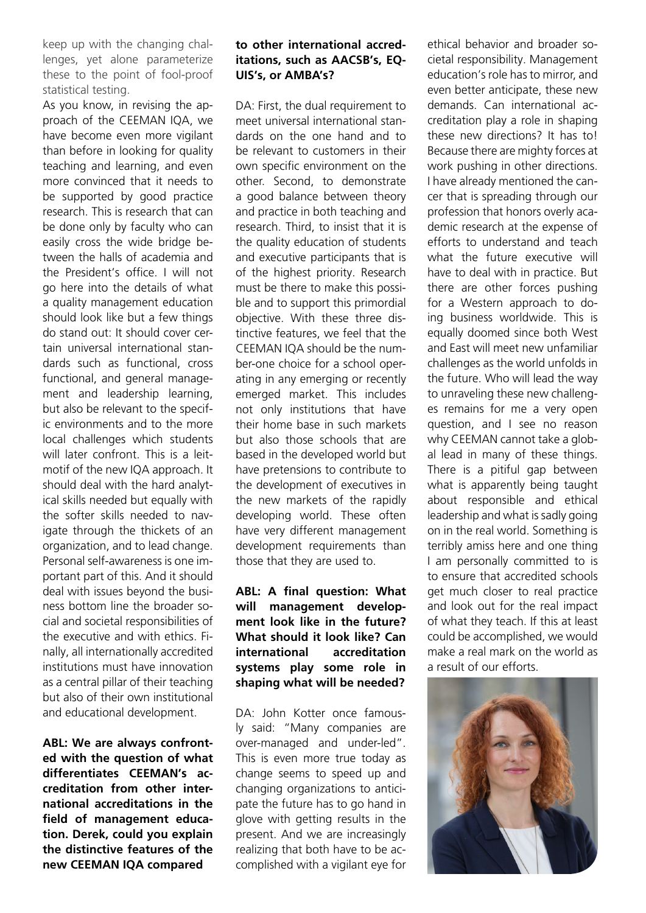keep up with the changing challenges, yet alone parameterize these to the point of fool-proof statistical testing.

As you know, in revising the approach of the CEEMAN IQA, we have become even more vigilant than before in looking for quality teaching and learning, and even more convinced that it needs to be supported by good practice research. This is research that can be done only by faculty who can easily cross the wide bridge between the halls of academia and the President's office. I will not go here into the details of what a quality management education should look like but a few things do stand out: It should cover certain universal international standards such as functional, cross functional, and general management and leadership learning, but also be relevant to the specific environments and to the more local challenges which students will later confront. This is a leitmotif of the new IQA approach. It should deal with the hard analytical skills needed but equally with the softer skills needed to navigate through the thickets of an organization, and to lead change. Personal self-awareness is one important part of this. And it should deal with issues beyond the business bottom line the broader social and societal responsibilities of the executive and with ethics. Finally, all internationally accredited institutions must have innovation as a central pillar of their teaching but also of their own institutional and educational development.

**ABL: We are always confronted with the question of what differentiates CEEMAN's accreditation from other international accreditations in the field of management education. Derek, could you explain the distinctive features of the new CEEMAN IQA compared to other international accreditations, such as AACSB's, EQUIS's, or AMBA's?**

DA: First, the dual requirement to meet universal international standards on the one hand and to be relevant to customers in their own specific environment on the other. Second, to demonstrate a good balance between theory and practice in both teaching and research. Third, to insist that it is the quality education of students and executive participants that is of the highest priority. Research must be there to make this possible and to support this primordial objective. With these three distinctive features, we feel that the CEEMAN IQA should be the number-one choice for a school operating in any emerging or recently emerged market. This includes not only institutions that have their home base in such markets but also those schools that are based in the developed world but have pretensions to contribute to the development of executives in the new markets of the rapidly developing world. These often have very different management development requirements than those that they are used to.

**ABL: A final question: What will management development look like in the future? What should it look like? Can international accreditation systems play some role in shaping what will be needed?**

DA: John Kotter once famously said: "Many companies are over-managed and under-led". This is even more true today as change seems to speed up and changing organizations to anticipate the future has to go hand in glove with getting results in the present. And we are increasingly realizing that both have to be accomplished with a vigilant eye for ethical behavior and broader societal responsibility. Management education's role has to mirror, and even better anticipate, these new demands. Can international accreditation play a role in shaping these new directions? It has to! Because there are mighty forces at work pushing in other directions. I have already mentioned the cancer that is spreading through our profession that honors overly academic research at the expense of efforts to understand and teach what the future executive will have to deal with in practice. But there are other forces pushing for a Western approach to doing business worldwide. This is equally doomed since both West and East will meet new unfamiliar challenges as the world unfolds in the future. Who will lead the way to unraveling these new challenges remains for me a very open question, and I see no reason why CEEMAN cannot take a global lead in many of these things. There is a pitiful gap between what is apparently being taught about responsible and ethical leadership and what is sadly going on in the real world. Something is terribly amiss here and one thing I am personally committed to is to ensure that accredited schools get much closer to real practice and look out for the real impact of what they teach. If this at least could be accomplished, we would make a real mark on the world as a result of our efforts.